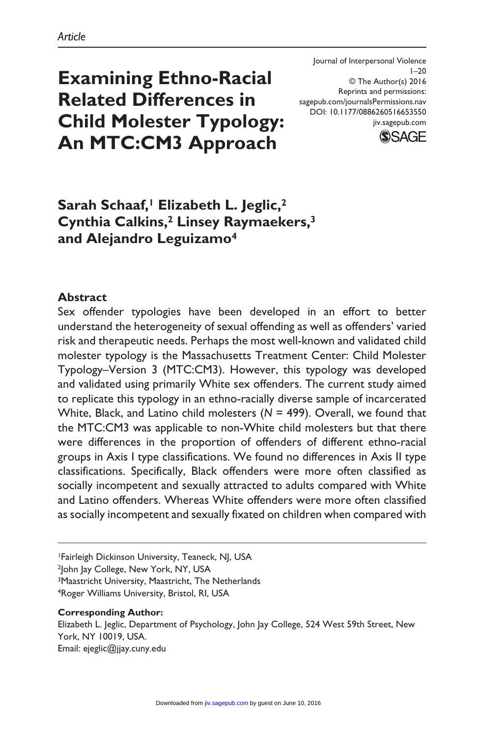*Article*

# Examining Ethno-Racial Related Differences in Child Molester Typology: An MTC:CM3 Approach

Journal of Interpersonal Violence
1–20
© The Author(s) 2016
Reprints and permissions:
sagepub.com/journalsPermissions.nav
DOI: 10.1177/0886260516653550
jiv.sagepub.com

**Sarah Schaaf,[1] Elizabeth L. Jeglic,[2] Cynthia Calkins,[2] Linsey Raymaekers,[3] and Alejandro Leguizamo[4]**

## Abstract

Sex offender typologies have been developed in an effort to better understand the heterogeneity of sexual offending as well as offenders' varied risk and therapeutic needs. Perhaps the most well-known and validated child molester typology is the Massachusetts Treatment Center: Child Molester Typology–Version 3 (MTC:CM3). However, this typology was developed and validated using primarily White sex offenders. The current study aimed to replicate this typology in an ethno-racially diverse sample of incarcerated White, Black, and Latino child molesters ($N$ = 499). Overall, we found that the MTC:CM3 was applicable to non-White child molesters but that there were differences in the proportion of offenders of different ethno-racial groups in Axis I type classifications. We found no differences in Axis II type classifications. Specifically, Black offenders were more often classified as socially incompetent and sexually attracted to adults compared with White and Latino offenders. Whereas White offenders were more often classified as socially incompetent and sexually fixated on children when compared with

[1]Fairleigh Dickinson University, Teaneck, NJ, USA
[2]John Jay College, New York, NY, USA
[3]Maastricht University, Maastricht, The Netherlands
[4]Roger Williams University, Bristol, RI, USA

**Corresponding Author:**
Elizabeth L. Jeglic, Department of Psychology, John Jay College, 524 West 59th Street, New York, NY 10019, USA.
Email: ejeglic@jjay.cuny.edu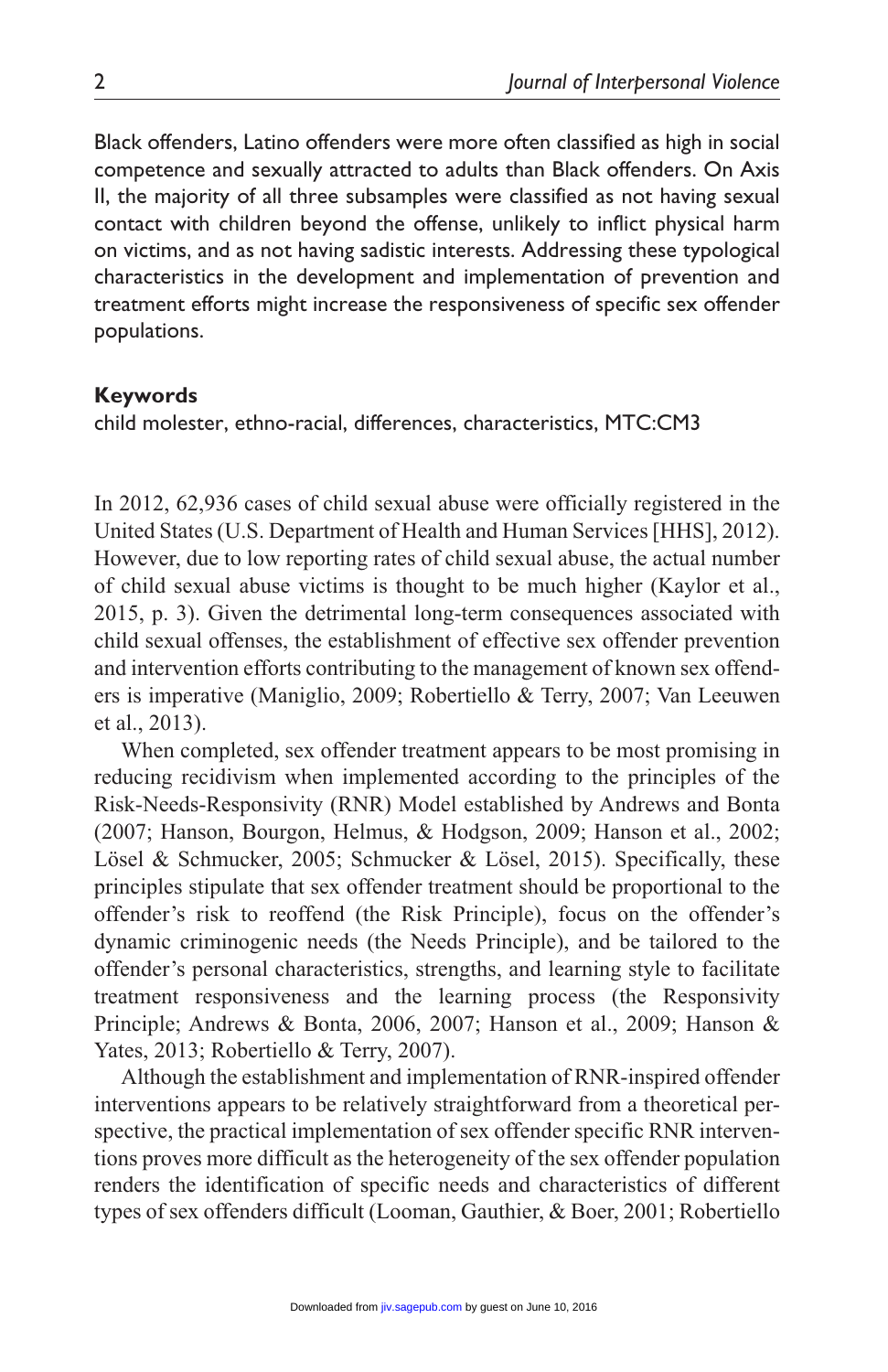Black offenders, Latino offenders were more often classified as high in social competence and sexually attracted to adults than Black offenders. On Axis II, the majority of all three subsamples were classified as not having sexual contact with children beyond the offense, unlikely to inflict physical harm on victims, and as not having sadistic interests. Addressing these typological characteristics in the development and implementation of prevention and treatment efforts might increase the responsiveness of specific sex offender populations.

**Keywords**

child molester, ethno-racial, differences, characteristics, MTC:CM3

In 2012, 62,936 cases of child sexual abuse were officially registered in the United States (U.S. Department of Health and Human Services [HHS], 2012). However, due to low reporting rates of child sexual abuse, the actual number of child sexual abuse victims is thought to be much higher (Kaylor et al., 2015, p. 3). Given the detrimental long-term consequences associated with child sexual offenses, the establishment of effective sex offender prevention and intervention efforts contributing to the management of known sex offenders is imperative (Maniglio, 2009; Robertiello & Terry, 2007; Van Leeuwen et al., 2013).

When completed, sex offender treatment appears to be most promising in reducing recidivism when implemented according to the principles of the Risk-Needs-Responsivity (RNR) Model established by Andrews and Bonta (2007; Hanson, Bourgon, Helmus, & Hodgson, 2009; Hanson et al., 2002; Lösel & Schmucker, 2005; Schmucker & Lösel, 2015). Specifically, these principles stipulate that sex offender treatment should be proportional to the offender's risk to reoffend (the Risk Principle), focus on the offender's dynamic criminogenic needs (the Needs Principle), and be tailored to the offender's personal characteristics, strengths, and learning style to facilitate treatment responsiveness and the learning process (the Responsivity Principle; Andrews & Bonta, 2006, 2007; Hanson et al., 2009; Hanson & Yates, 2013; Robertiello & Terry, 2007).

Although the establishment and implementation of RNR-inspired offender interventions appears to be relatively straightforward from a theoretical perspective, the practical implementation of sex offender specific RNR interventions proves more difficult as the heterogeneity of the sex offender population renders the identification of specific needs and characteristics of different types of sex offenders difficult (Looman, Gauthier, & Boer, 2001; Robertiello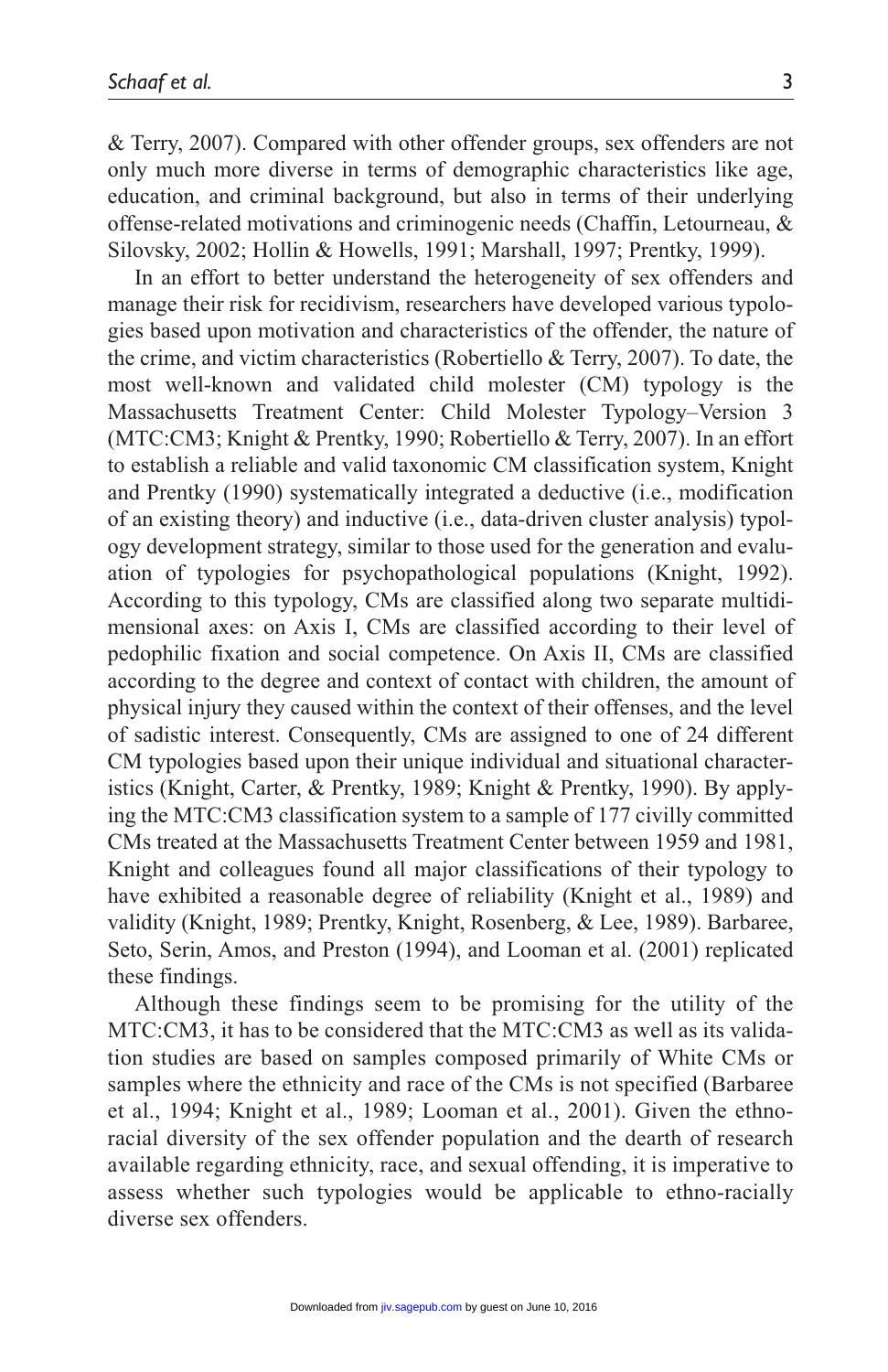& Terry, 2007). Compared with other offender groups, sex offenders are not only much more diverse in terms of demographic characteristics like age, education, and criminal background, but also in terms of their underlying offense-related motivations and criminogenic needs (Chaffin, Letourneau, & Silovsky, 2002; Hollin & Howells, 1991; Marshall, 1997; Prentky, 1999).

In an effort to better understand the heterogeneity of sex offenders and manage their risk for recidivism, researchers have developed various typologies based upon motivation and characteristics of the offender, the nature of the crime, and victim characteristics (Robertiello & Terry, 2007). To date, the most well-known and validated child molester (CM) typology is the Massachusetts Treatment Center: Child Molester Typology–Version 3 (MTC:CM3; Knight & Prentky, 1990; Robertiello & Terry, 2007). In an effort to establish a reliable and valid taxonomic CM classification system, Knight and Prentky (1990) systematically integrated a deductive (i.e., modification of an existing theory) and inductive (i.e., data-driven cluster analysis) typology development strategy, similar to those used for the generation and evaluation of typologies for psychopathological populations (Knight, 1992). According to this typology, CMs are classified along two separate multidimensional axes: on Axis I, CMs are classified according to their level of pedophilic fixation and social competence. On Axis II, CMs are classified according to the degree and context of contact with children, the amount of physical injury they caused within the context of their offenses, and the level of sadistic interest. Consequently, CMs are assigned to one of 24 different CM typologies based upon their unique individual and situational characteristics (Knight, Carter, & Prentky, 1989; Knight & Prentky, 1990). By applying the MTC:CM3 classification system to a sample of 177 civilly committed CMs treated at the Massachusetts Treatment Center between 1959 and 1981, Knight and colleagues found all major classifications of their typology to have exhibited a reasonable degree of reliability (Knight et al., 1989) and validity (Knight, 1989; Prentky, Knight, Rosenberg, & Lee, 1989). Barbaree, Seto, Serin, Amos, and Preston (1994), and Looman et al. (2001) replicated these findings.

Although these findings seem to be promising for the utility of the MTC:CM3, it has to be considered that the MTC:CM3 as well as its validation studies are based on samples composed primarily of White CMs or samples where the ethnicity and race of the CMs is not specified (Barbaree et al., 1994; Knight et al., 1989; Looman et al., 2001). Given the ethno-racial diversity of the sex offender population and the dearth of research available regarding ethnicity, race, and sexual offending, it is imperative to assess whether such typologies would be applicable to ethno-racially diverse sex offenders.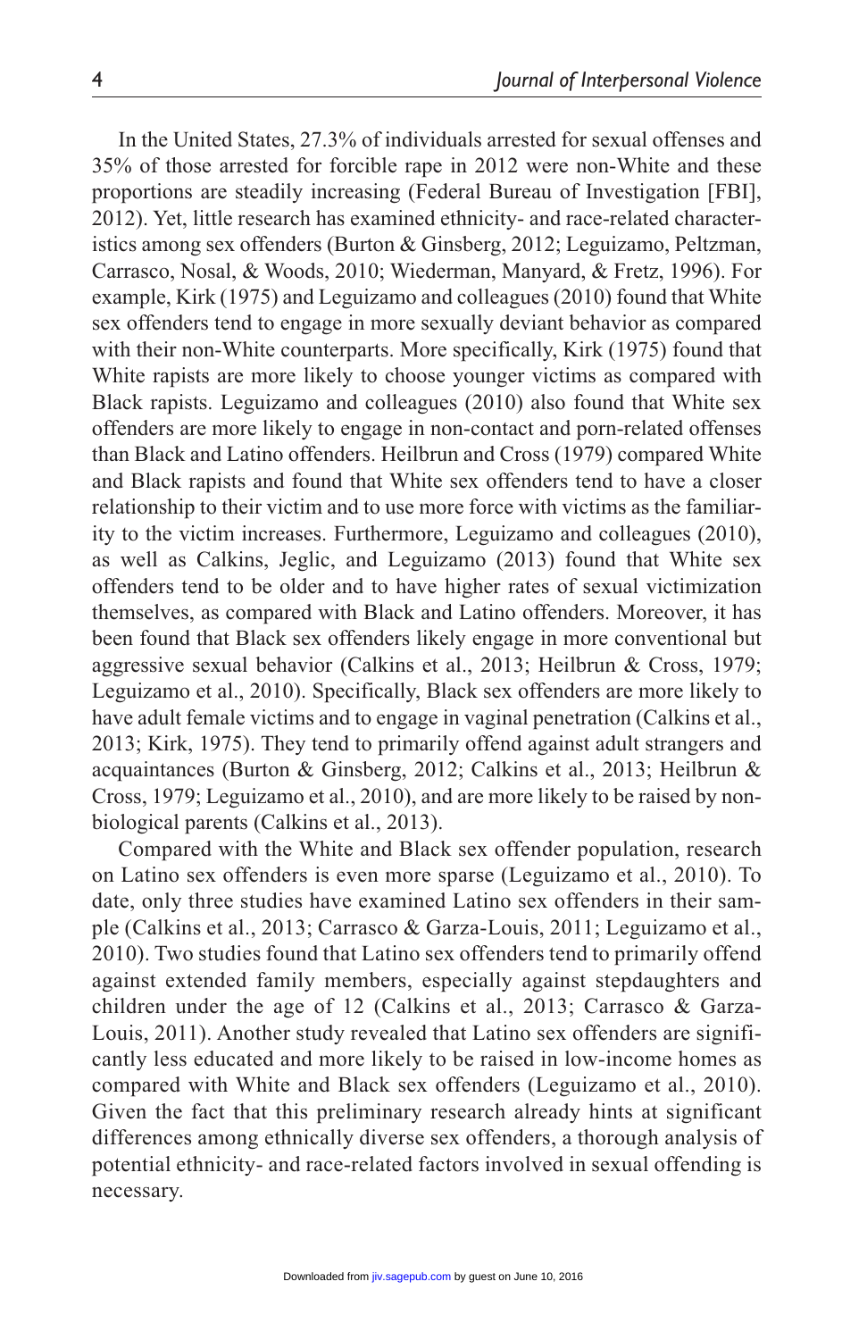In the United States, 27.3% of individuals arrested for sexual offenses and 35% of those arrested for forcible rape in 2012 were non-White and these proportions are steadily increasing (Federal Bureau of Investigation [FBI], 2012). Yet, little research has examined ethnicity- and race-related characteristics among sex offenders (Burton & Ginsberg, 2012; Leguizamo, Peltzman, Carrasco, Nosal, & Woods, 2010; Wiederman, Manyard, & Fretz, 1996). For example, Kirk (1975) and Leguizamo and colleagues (2010) found that White sex offenders tend to engage in more sexually deviant behavior as compared with their non-White counterparts. More specifically, Kirk (1975) found that White rapists are more likely to choose younger victims as compared with Black rapists. Leguizamo and colleagues (2010) also found that White sex offenders are more likely to engage in non-contact and porn-related offenses than Black and Latino offenders. Heilbrun and Cross (1979) compared White and Black rapists and found that White sex offenders tend to have a closer relationship to their victim and to use more force with victims as the familiarity to the victim increases. Furthermore, Leguizamo and colleagues (2010), as well as Calkins, Jeglic, and Leguizamo (2013) found that White sex offenders tend to be older and to have higher rates of sexual victimization themselves, as compared with Black and Latino offenders. Moreover, it has been found that Black sex offenders likely engage in more conventional but aggressive sexual behavior (Calkins et al., 2013; Heilbrun & Cross, 1979; Leguizamo et al., 2010). Specifically, Black sex offenders are more likely to have adult female victims and to engage in vaginal penetration (Calkins et al., 2013; Kirk, 1975). They tend to primarily offend against adult strangers and acquaintances (Burton & Ginsberg, 2012; Calkins et al., 2013; Heilbrun & Cross, 1979; Leguizamo et al., 2010), and are more likely to be raised by non-biological parents (Calkins et al., 2013).

Compared with the White and Black sex offender population, research on Latino sex offenders is even more sparse (Leguizamo et al., 2010). To date, only three studies have examined Latino sex offenders in their sample (Calkins et al., 2013; Carrasco & Garza-Louis, 2011; Leguizamo et al., 2010). Two studies found that Latino sex offenders tend to primarily offend against extended family members, especially against stepdaughters and children under the age of 12 (Calkins et al., 2013; Carrasco & Garza-Louis, 2011). Another study revealed that Latino sex offenders are significantly less educated and more likely to be raised in low-income homes as compared with White and Black sex offenders (Leguizamo et al., 2010). Given the fact that this preliminary research already hints at significant differences among ethnically diverse sex offenders, a thorough analysis of potential ethnicity- and race-related factors involved in sexual offending is necessary.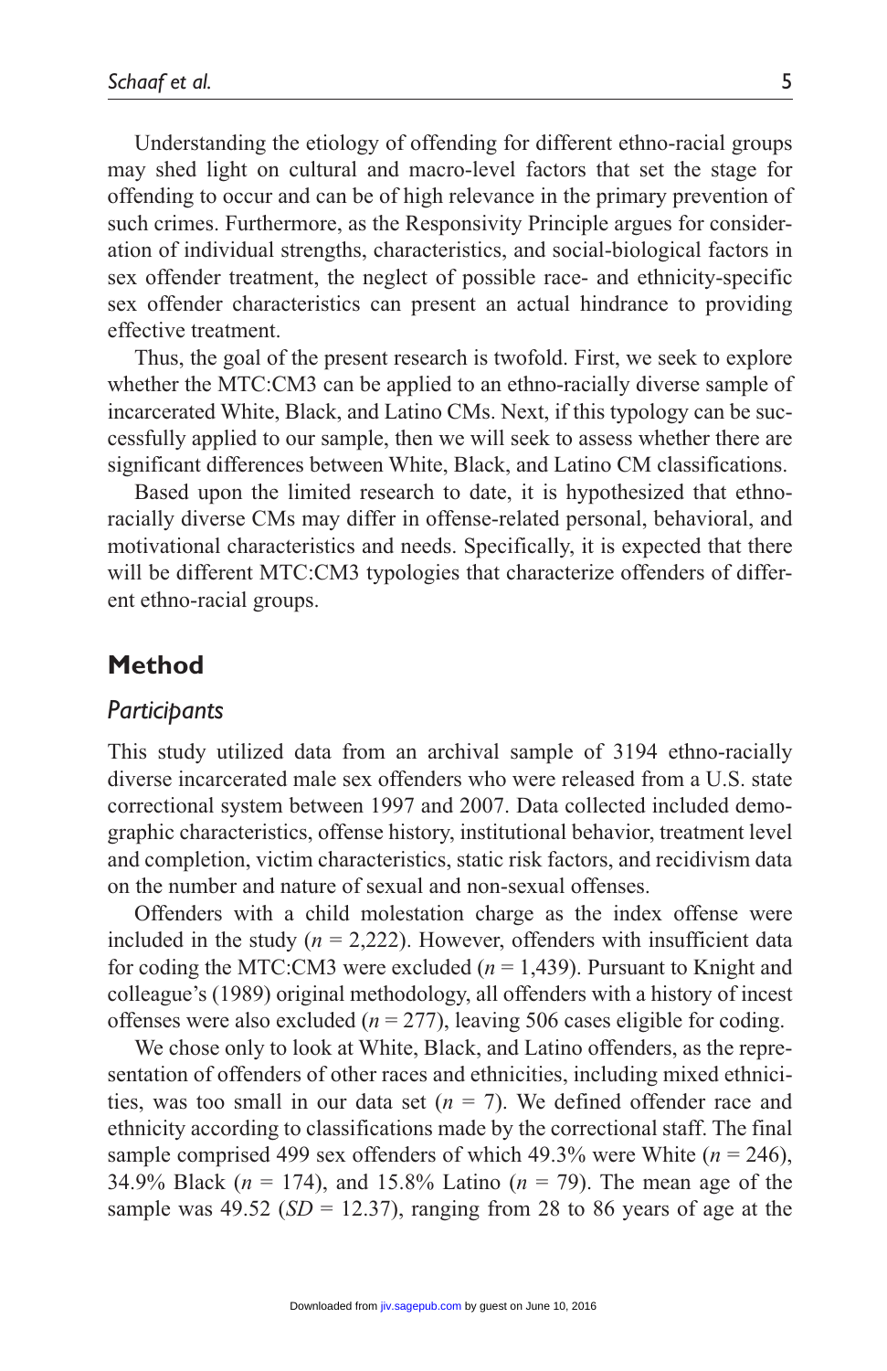Understanding the etiology of offending for different ethno-racial groups may shed light on cultural and macro-level factors that set the stage for offending to occur and can be of high relevance in the primary prevention of such crimes. Furthermore, as the Responsivity Principle argues for consideration of individual strengths, characteristics, and social-biological factors in sex offender treatment, the neglect of possible race- and ethnicity-specific sex offender characteristics can present an actual hindrance to providing effective treatment.

Thus, the goal of the present research is twofold. First, we seek to explore whether the MTC:CM3 can be applied to an ethno-racially diverse sample of incarcerated White, Black, and Latino CMs. Next, if this typology can be successfully applied to our sample, then we will seek to assess whether there are significant differences between White, Black, and Latino CM classifications.

Based upon the limited research to date, it is hypothesized that ethno-racially diverse CMs may differ in offense-related personal, behavioral, and motivational characteristics and needs. Specifically, it is expected that there will be different MTC:CM3 typologies that characterize offenders of different ethno-racial groups.

## Method

### *Participants*

This study utilized data from an archival sample of 3194 ethno-racially diverse incarcerated male sex offenders who were released from a U.S. state correctional system between 1997 and 2007. Data collected included demographic characteristics, offense history, institutional behavior, treatment level and completion, victim characteristics, static risk factors, and recidivism data on the number and nature of sexual and non-sexual offenses.

Offenders with a child molestation charge as the index offense were included in the study ($n$ = 2,222). However, offenders with insufficient data for coding the MTC:CM3 were excluded ($n$ = 1,439). Pursuant to Knight and colleague's (1989) original methodology, all offenders with a history of incest offenses were also excluded ($n$ = 277), leaving 506 cases eligible for coding.

We chose only to look at White, Black, and Latino offenders, as the representation of offenders of other races and ethnicities, including mixed ethnicities, was too small in our data set ($n$ = 7). We defined offender race and ethnicity according to classifications made by the correctional staff. The final sample comprised 499 sex offenders of which 49.3% were White ($n$ = 246), 34.9% Black ($n$ = 174), and 15.8% Latino ($n$ = 79). The mean age of the sample was 49.52 ($SD$ = 12.37), ranging from 28 to 86 years of age at the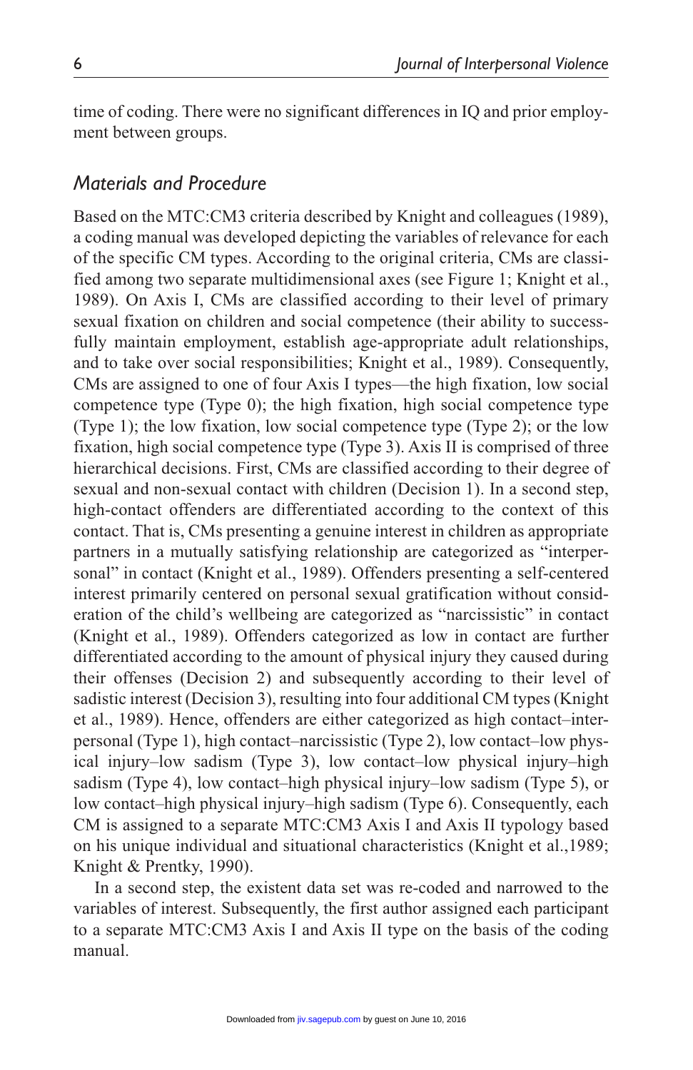time of coding. There were no significant differences in IQ and prior employment between groups.

## *Materials and Procedure*

Based on the MTC:CM3 criteria described by Knight and colleagues (1989), a coding manual was developed depicting the variables of relevance for each of the specific CM types. According to the original criteria, CMs are classified among two separate multidimensional axes (see Figure 1; Knight et al., 1989). On Axis I, CMs are classified according to their level of primary sexual fixation on children and social competence (their ability to successfully maintain employment, establish age-appropriate adult relationships, and to take over social responsibilities; Knight et al., 1989). Consequently, CMs are assigned to one of four Axis I types—the high fixation, low social competence type (Type 0); the high fixation, high social competence type (Type 1); the low fixation, low social competence type (Type 2); or the low fixation, high social competence type (Type 3). Axis II is comprised of three hierarchical decisions. First, CMs are classified according to their degree of sexual and non-sexual contact with children (Decision 1). In a second step, high-contact offenders are differentiated according to the context of this contact. That is, CMs presenting a genuine interest in children as appropriate partners in a mutually satisfying relationship are categorized as "interpersonal" in contact (Knight et al., 1989). Offenders presenting a self-centered interest primarily centered on personal sexual gratification without consideration of the child's wellbeing are categorized as "narcissistic" in contact (Knight et al., 1989). Offenders categorized as low in contact are further differentiated according to the amount of physical injury they caused during their offenses (Decision 2) and subsequently according to their level of sadistic interest (Decision 3), resulting into four additional CM types (Knight et al., 1989). Hence, offenders are either categorized as high contact–interpersonal (Type 1), high contact–narcissistic (Type 2), low contact–low physical injury–low sadism (Type 3), low contact–low physical injury–high sadism (Type 4), low contact–high physical injury–low sadism (Type 5), or low contact–high physical injury–high sadism (Type 6). Consequently, each CM is assigned to a separate MTC:CM3 Axis I and Axis II typology based on his unique individual and situational characteristics (Knight et al.,1989; Knight & Prentky, 1990).

In a second step, the existent data set was re-coded and narrowed to the variables of interest. Subsequently, the first author assigned each participant to a separate MTC:CM3 Axis I and Axis II type on the basis of the coding manual.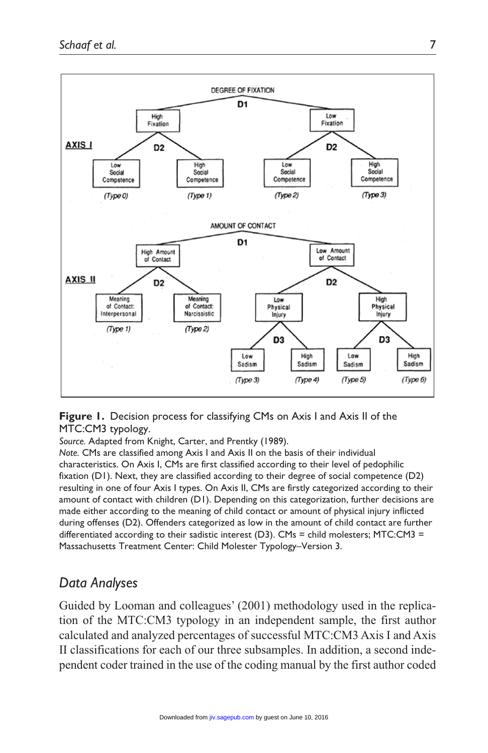**Figure 1.** Decision process for classifying CMs on Axis I and Axis II of the MTC:CM3 typology.

*Source.* Adapted from Knight, Carter, and Prentky (1989).

*Note.* CMs are classified among Axis I and Axis II on the basis of their individual characteristics. On Axis I, CMs are first classified according to their level of pedophilic fixation (D1). Next, they are classified according to their degree of social competence (D2) resulting in one of four Axis I types. On Axis II, CMs are firstly categorized according to their amount of contact with children (D1). Depending on this categorization, further decisions are made either according to the meaning of child contact or amount of physical injury inflicted during offenses (D2). Offenders categorized as low in the amount of child contact are further differentiated according to their sadistic interest (D3). CMs = child molesters; MTC:CM3 = Massachusetts Treatment Center: Child Molester Typology–Version 3.

## *Data Analyses*

Guided by Looman and colleagues' (2001) methodology used in the replication of the MTC:CM3 typology in an independent sample, the first author calculated and analyzed percentages of successful MTC:CM3 Axis I and Axis II classifications for each of our three subsamples. In addition, a second independent coder trained in the use of the coding manual by the first author coded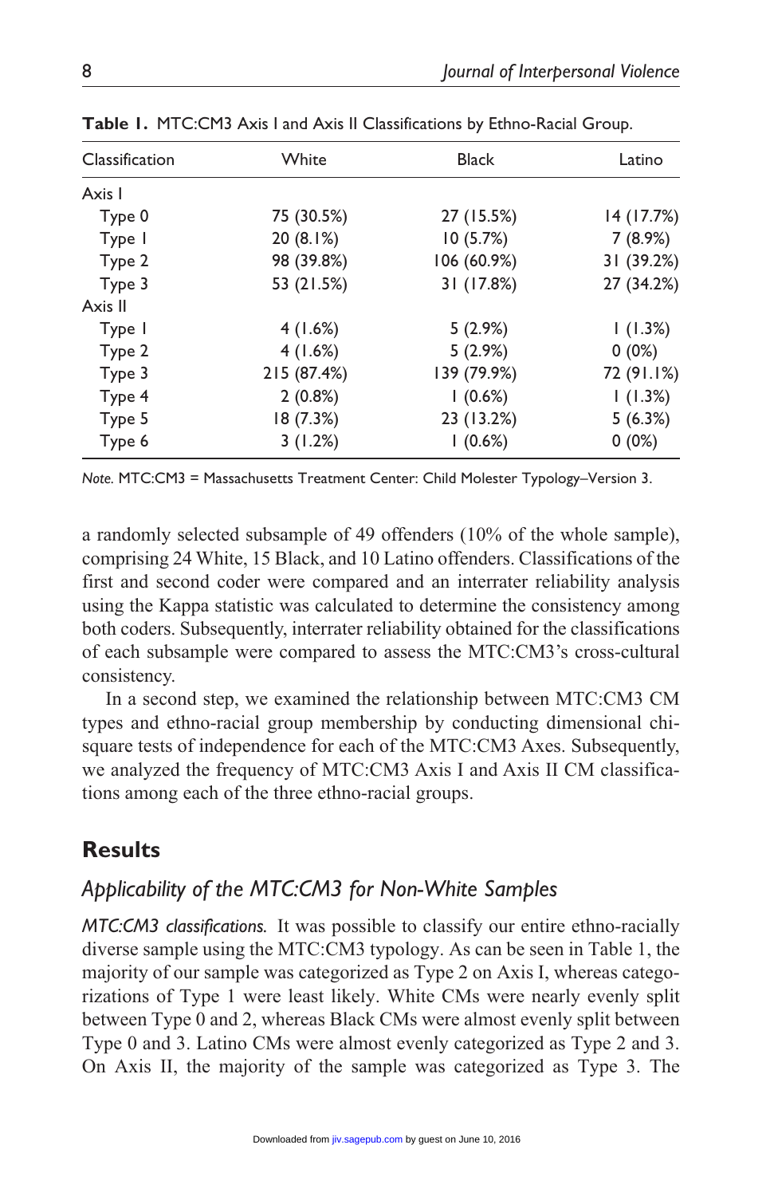**Table 1.** MTC:CM3 Axis I and Axis II Classifications by Ethno-Racial Group.

| Classification | White | Black | Latino |
|---|---|---|---|
| Axis I | | | |
| Type 0 | 75 (30.5%) | 27 (15.5%) | 14 (17.7%) |
| Type 1 | 20 (8.1%) | 10 (5.7%) | 7 (8.9%) |
| Type 2 | 98 (39.8%) | 106 (60.9%) | 31 (39.2%) |
| Type 3 | 53 (21.5%) | 31 (17.8%) | 27 (34.2%) |
| Axis II | | | |
| Type 1 | 4 (1.6%) | 5 (2.9%) | 1 (1.3%) |
| Type 2 | 4 (1.6%) | 5 (2.9%) | 0 (0%) |
| Type 3 | 215 (87.4%) | 139 (79.9%) | 72 (91.1%) |
| Type 4 | 2 (0.8%) | 1 (0.6%) | 1 (1.3%) |
| Type 5 | 18 (7.3%) | 23 (13.2%) | 5 (6.3%) |
| Type 6 | 3 (1.2%) | 1 (0.6%) | 0 (0%) |

*Note.* MTC:CM3 = Massachusetts Treatment Center: Child Molester Typology–Version 3.

a randomly selected subsample of 49 offenders (10% of the whole sample), comprising 24 White, 15 Black, and 10 Latino offenders. Classifications of the first and second coder were compared and an interrater reliability analysis using the Kappa statistic was calculated to determine the consistency among both coders. Subsequently, interrater reliability obtained for the classifications of each subsample were compared to assess the MTC:CM3's cross-cultural consistency.

In a second step, we examined the relationship between MTC:CM3 CM types and ethno-racial group membership by conducting dimensional chi-square tests of independence for each of the MTC:CM3 Axes. Subsequently, we analyzed the frequency of MTC:CM3 Axis I and Axis II CM classifications among each of the three ethno-racial groups.

## Results

### Applicability of the MTC:CM3 for Non-White Samples

*MTC:CM3 classifications.* It was possible to classify our entire ethno-racially diverse sample using the MTC:CM3 typology. As can be seen in Table 1, the majority of our sample was categorized as Type 2 on Axis I, whereas categorizations of Type 1 were least likely. White CMs were nearly evenly split between Type 0 and 2, whereas Black CMs were almost evenly split between Type 0 and 3. Latino CMs were almost evenly categorized as Type 2 and 3. On Axis II, the majority of the sample was categorized as Type 3. The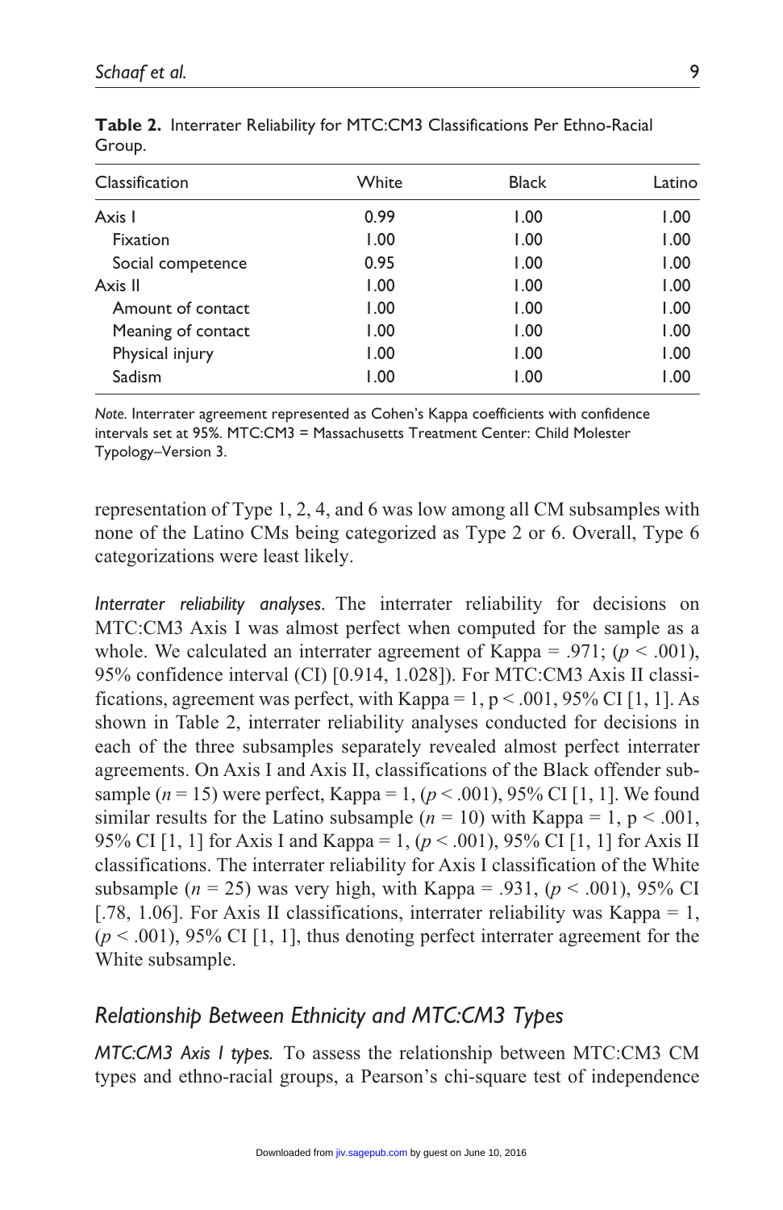**Table 2.** Interrater Reliability for MTC:CM3 Classifications Per Ethno-Racial Group.

| Classification | White | Black | Latino |
|---|---|---|---|
| Axis I | 0.99 | 1.00 | 1.00 |
| Fixation | 1.00 | 1.00 | 1.00 |
| Social competence | 0.95 | 1.00 | 1.00 |
| Axis II | 1.00 | 1.00 | 1.00 |
| Amount of contact | 1.00 | 1.00 | 1.00 |
| Meaning of contact | 1.00 | 1.00 | 1.00 |
| Physical injury | 1.00 | 1.00 | 1.00 |
| Sadism | 1.00 | 1.00 | 1.00 |

*Note.* Interrater agreement represented as Cohen's Kappa coefficients with confidence intervals set at 95%. MTC:CM3 = Massachusetts Treatment Center: Child Molester Typology–Version 3.

representation of Type 1, 2, 4, and 6 was low among all CM subsamples with none of the Latino CMs being categorized as Type 2 or 6. Overall, Type 6 categorizations were least likely.

*Interrater reliability analyses.* The interrater reliability for decisions on MTC:CM3 Axis I was almost perfect when computed for the sample as a whole. We calculated an interrater agreement of Kappa = .971; ($p < .001$), 95% confidence interval (CI) [0.914, 1.028]). For MTC:CM3 Axis II classifications, agreement was perfect, with Kappa = 1, $p < .001$, 95% CI [1, 1]. As shown in Table 2, interrater reliability analyses conducted for decisions in each of the three subsamples separately revealed almost perfect interrater agreements. On Axis I and Axis II, classifications of the Black offender subsample ($n = 15$) were perfect, Kappa = 1, ($p < .001$), 95% CI [1, 1]. We found similar results for the Latino subsample ($n = 10$) with Kappa = 1, $p < .001$, 95% CI [1, 1] for Axis I and Kappa = 1, ($p < .001$), 95% CI [1, 1] for Axis II classifications. The interrater reliability for Axis I classification of the White subsample ($n = 25$) was very high, with Kappa = .931, ($p < .001$), 95% CI [.78, 1.06]. For Axis II classifications, interrater reliability was Kappa = 1, ($p < .001$), 95% CI [1, 1], thus denoting perfect interrater agreement for the White subsample.

## *Relationship Between Ethnicity and MTC:CM3 Types*

*MTC:CM3 Axis I types.* To assess the relationship between MTC:CM3 CM types and ethno-racial groups, a Pearson's chi-square test of independence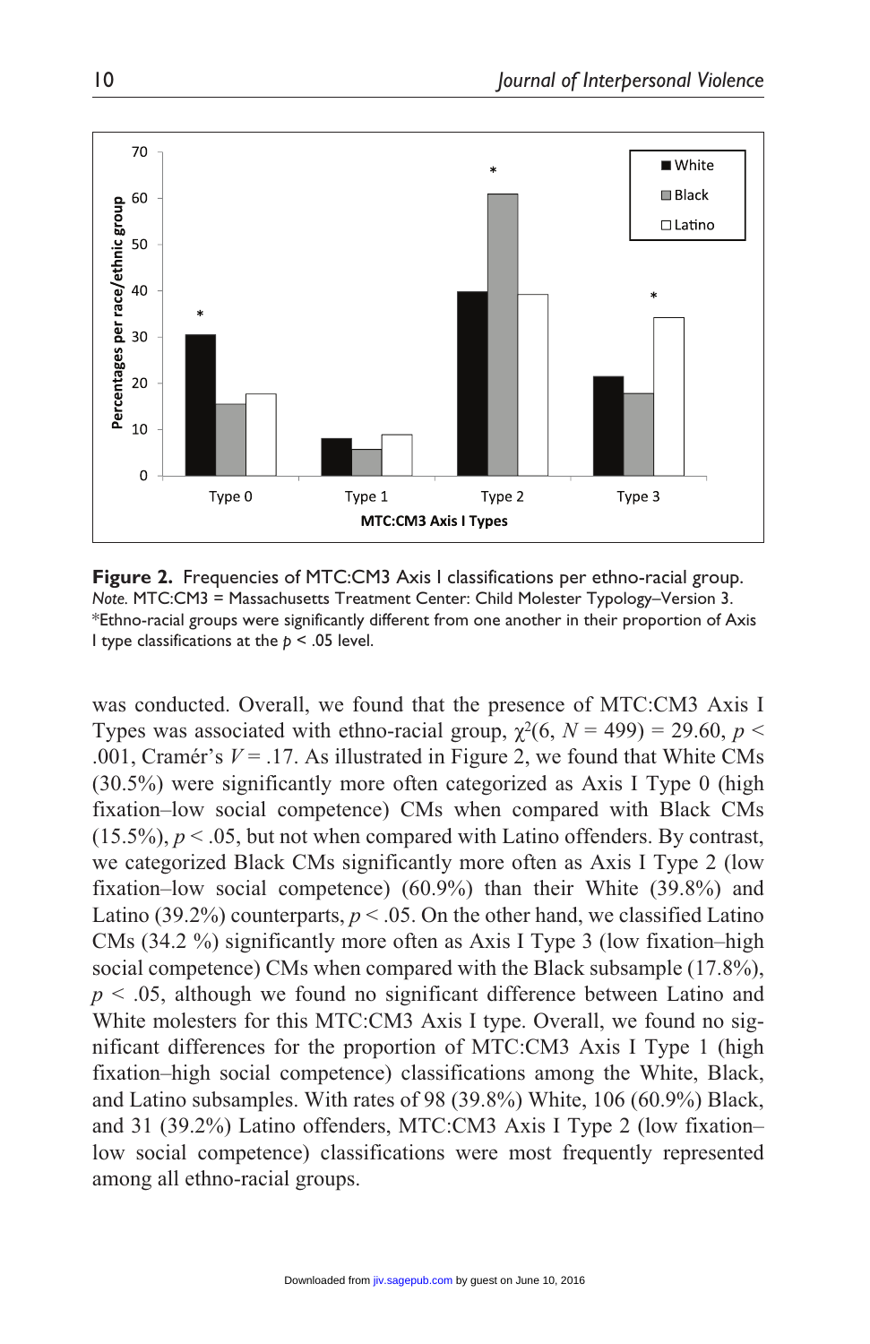**Figure 2.** Frequencies of MTC:CM3 Axis I classifications per ethno-racial group.
*Note.* MTC:CM3 = Massachusetts Treatment Center: Child Molester Typology–Version 3.
*Ethno-racial groups were significantly different from one another in their proportion of Axis I type classifications at the $p < .05$ level.

was conducted. Overall, we found that the presence of MTC:CM3 Axis I Types was associated with ethno-racial group, $\chi^2(6, N = 499) = 29.60$, $p < .001$, Cramér's $V = .17$. As illustrated in Figure 2, we found that White CMs (30.5%) were significantly more often categorized as Axis I Type 0 (high fixation–low social competence) CMs when compared with Black CMs (15.5%), $p < .05$, but not when compared with Latino offenders. By contrast, we categorized Black CMs significantly more often as Axis I Type 2 (low fixation–low social competence) (60.9%) than their White (39.8%) and Latino (39.2%) counterparts, $p < .05$. On the other hand, we classified Latino CMs (34.2 %) significantly more often as Axis I Type 3 (low fixation–high social competence) CMs when compared with the Black subsample (17.8%), $p < .05$, although we found no significant difference between Latino and White molesters for this MTC:CM3 Axis I type. Overall, we found no significant differences for the proportion of MTC:CM3 Axis I Type 1 (high fixation–high social competence) classifications among the White, Black, and Latino subsamples. With rates of 98 (39.8%) White, 106 (60.9%) Black, and 31 (39.2%) Latino offenders, MTC:CM3 Axis I Type 2 (low fixation–low social competence) classifications were most frequently represented among all ethno-racial groups.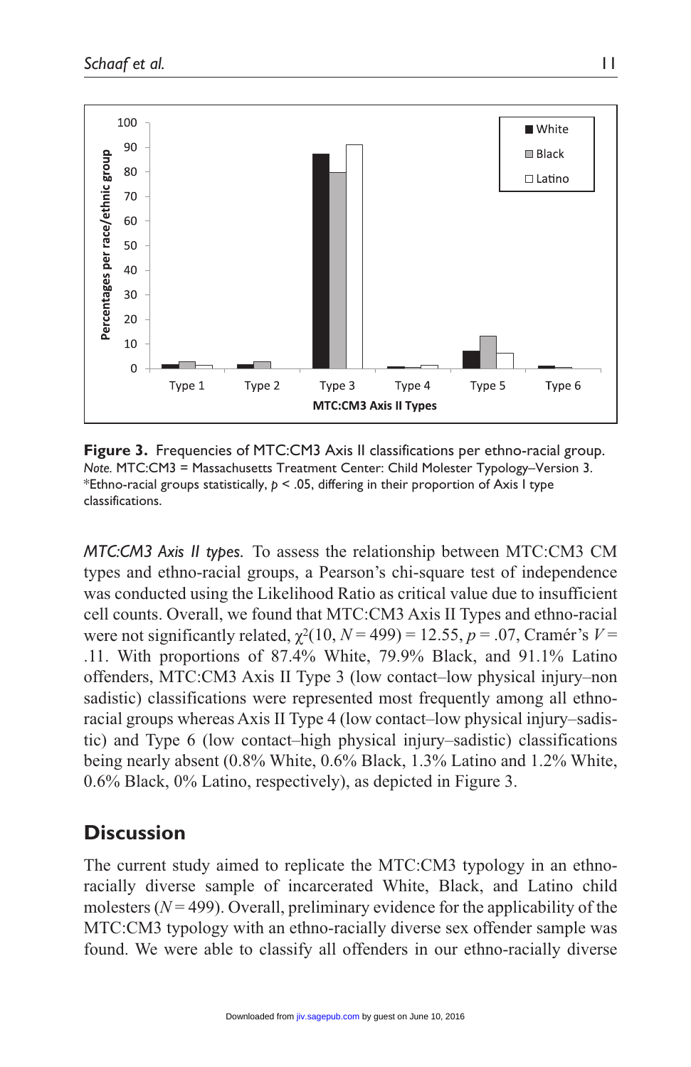**Figure 3.** Frequencies of MTC:CM3 Axis II classifications per ethno-racial group.
*Note.* MTC:CM3 = Massachusetts Treatment Center: Child Molester Typology–Version 3.
*Ethno-racial groups statistically, $p < .05$, differing in their proportion of Axis I type classifications.

*MTC:CM3 Axis II types.* To assess the relationship between MTC:CM3 CM types and ethno-racial groups, a Pearson's chi-square test of independence was conducted using the Likelihood Ratio as critical value due to insufficient cell counts. Overall, we found that MTC:CM3 Axis II Types and ethno-racial were not significantly related, $\chi^2(10, N = 499) = 12.55$, $p = .07$, Cramér's $V = .11$. With proportions of 87.4% White, 79.9% Black, and 91.1% Latino offenders, MTC:CM3 Axis II Type 3 (low contact–low physical injury–non sadistic) classifications were represented most frequently among all ethno-racial groups whereas Axis II Type 4 (low contact–low physical injury–sadistic) and Type 6 (low contact–high physical injury–sadistic) classifications being nearly absent (0.8% White, 0.6% Black, 1.3% Latino and 1.2% White, 0.6% Black, 0% Latino, respectively), as depicted in Figure 3.

## Discussion

The current study aimed to replicate the MTC:CM3 typology in an ethno-racially diverse sample of incarcerated White, Black, and Latino child molesters ($N = 499$). Overall, preliminary evidence for the applicability of the MTC:CM3 typology with an ethno-racially diverse sex offender sample was found. We were able to classify all offenders in our ethno-racially diverse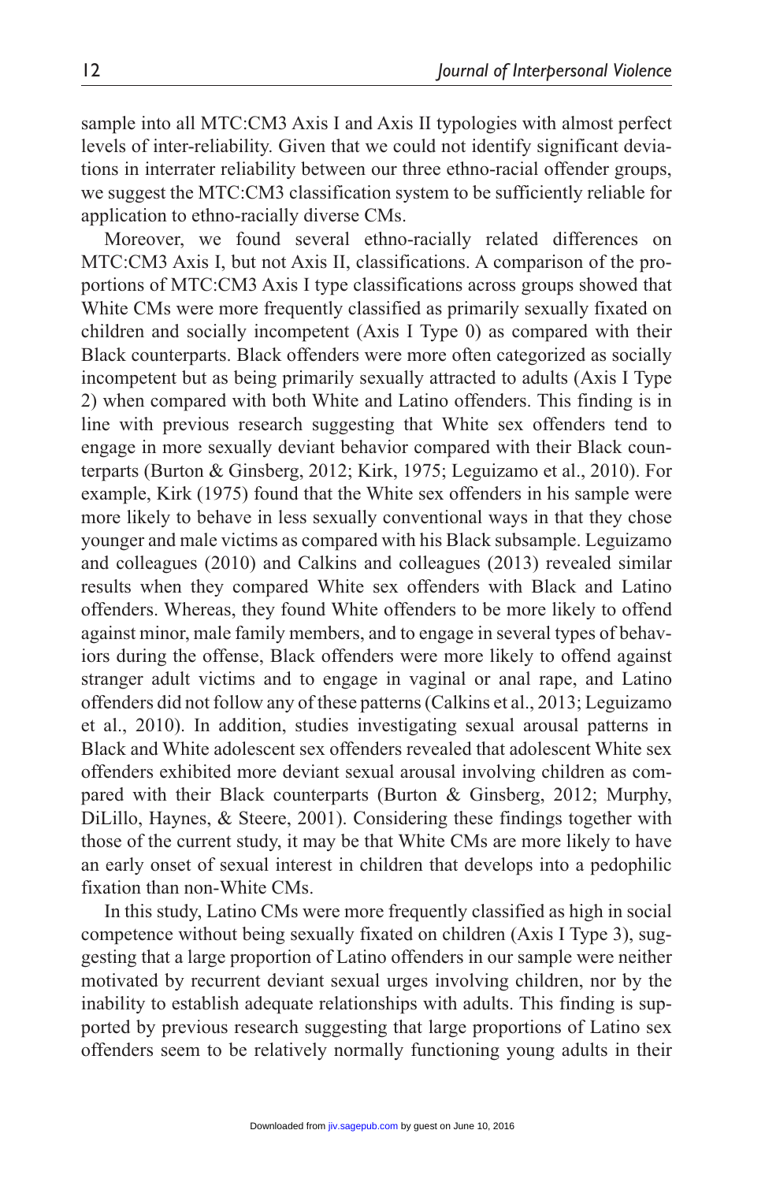sample into all MTC:CM3 Axis I and Axis II typologies with almost perfect levels of inter-reliability. Given that we could not identify significant deviations in interrater reliability between our three ethno-racial offender groups, we suggest the MTC:CM3 classification system to be sufficiently reliable for application to ethno-racially diverse CMs.

Moreover, we found several ethno-racially related differences on MTC:CM3 Axis I, but not Axis II, classifications. A comparison of the proportions of MTC:CM3 Axis I type classifications across groups showed that White CMs were more frequently classified as primarily sexually fixated on children and socially incompetent (Axis I Type 0) as compared with their Black counterparts. Black offenders were more often categorized as socially incompetent but as being primarily sexually attracted to adults (Axis I Type 2) when compared with both White and Latino offenders. This finding is in line with previous research suggesting that White sex offenders tend to engage in more sexually deviant behavior compared with their Black counterparts (Burton & Ginsberg, 2012; Kirk, 1975; Leguizamo et al., 2010). For example, Kirk (1975) found that the White sex offenders in his sample were more likely to behave in less sexually conventional ways in that they chose younger and male victims as compared with his Black subsample. Leguizamo and colleagues (2010) and Calkins and colleagues (2013) revealed similar results when they compared White sex offenders with Black and Latino offenders. Whereas, they found White offenders to be more likely to offend against minor, male family members, and to engage in several types of behaviors during the offense, Black offenders were more likely to offend against stranger adult victims and to engage in vaginal or anal rape, and Latino offenders did not follow any of these patterns (Calkins et al., 2013; Leguizamo et al., 2010). In addition, studies investigating sexual arousal patterns in Black and White adolescent sex offenders revealed that adolescent White sex offenders exhibited more deviant sexual arousal involving children as compared with their Black counterparts (Burton & Ginsberg, 2012; Murphy, DiLillo, Haynes, & Steere, 2001). Considering these findings together with those of the current study, it may be that White CMs are more likely to have an early onset of sexual interest in children that develops into a pedophilic fixation than non-White CMs.

In this study, Latino CMs were more frequently classified as high in social competence without being sexually fixated on children (Axis I Type 3), suggesting that a large proportion of Latino offenders in our sample were neither motivated by recurrent deviant sexual urges involving children, nor by the inability to establish adequate relationships with adults. This finding is supported by previous research suggesting that large proportions of Latino sex offenders seem to be relatively normally functioning young adults in their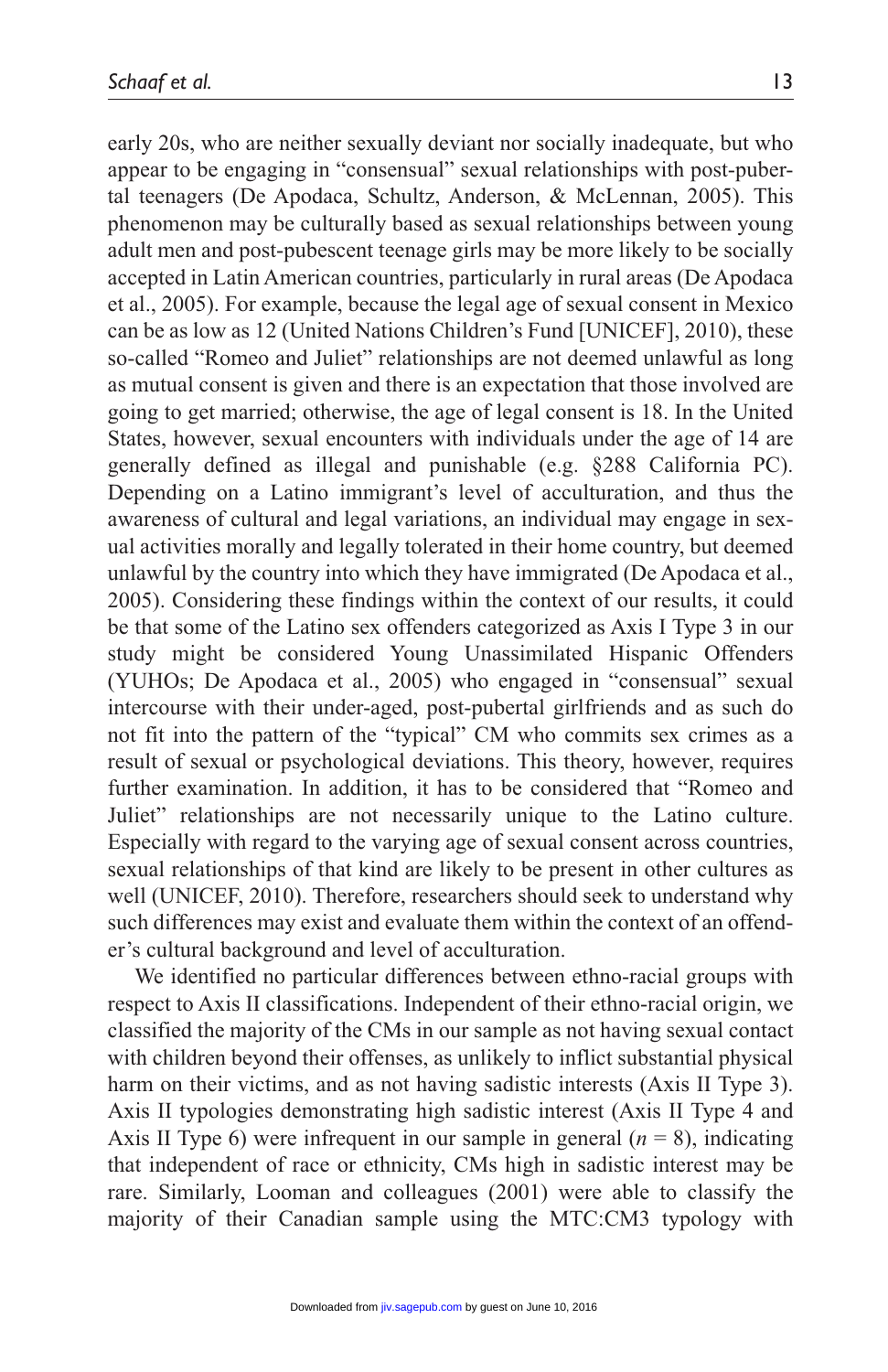early 20s, who are neither sexually deviant nor socially inadequate, but who appear to be engaging in "consensual" sexual relationships with post-pubertal teenagers (De Apodaca, Schultz, Anderson, & McLennan, 2005). This phenomenon may be culturally based as sexual relationships between young adult men and post-pubescent teenage girls may be more likely to be socially accepted in Latin American countries, particularly in rural areas (De Apodaca et al., 2005). For example, because the legal age of sexual consent in Mexico can be as low as 12 (United Nations Children's Fund [UNICEF], 2010), these so-called "Romeo and Juliet" relationships are not deemed unlawful as long as mutual consent is given and there is an expectation that those involved are going to get married; otherwise, the age of legal consent is 18. In the United States, however, sexual encounters with individuals under the age of 14 are generally defined as illegal and punishable (e.g. §288 California PC). Depending on a Latino immigrant's level of acculturation, and thus the awareness of cultural and legal variations, an individual may engage in sexual activities morally and legally tolerated in their home country, but deemed unlawful by the country into which they have immigrated (De Apodaca et al., 2005). Considering these findings within the context of our results, it could be that some of the Latino sex offenders categorized as Axis I Type 3 in our study might be considered Young Unassimilated Hispanic Offenders (YUHOs; De Apodaca et al., 2005) who engaged in "consensual" sexual intercourse with their under-aged, post-pubertal girlfriends and as such do not fit into the pattern of the "typical" CM who commits sex crimes as a result of sexual or psychological deviations. This theory, however, requires further examination. In addition, it has to be considered that "Romeo and Juliet" relationships are not necessarily unique to the Latino culture. Especially with regard to the varying age of sexual consent across countries, sexual relationships of that kind are likely to be present in other cultures as well (UNICEF, 2010). Therefore, researchers should seek to understand why such differences may exist and evaluate them within the context of an offender's cultural background and level of acculturation.

We identified no particular differences between ethno-racial groups with respect to Axis II classifications. Independent of their ethno-racial origin, we classified the majority of the CMs in our sample as not having sexual contact with children beyond their offenses, as unlikely to inflict substantial physical harm on their victims, and as not having sadistic interests (Axis II Type 3). Axis II typologies demonstrating high sadistic interest (Axis II Type 4 and Axis II Type 6) were infrequent in our sample in general ($n$ = 8), indicating that independent of race or ethnicity, CMs high in sadistic interest may be rare. Similarly, Looman and colleagues (2001) were able to classify the majority of their Canadian sample using the MTC:CM3 typology with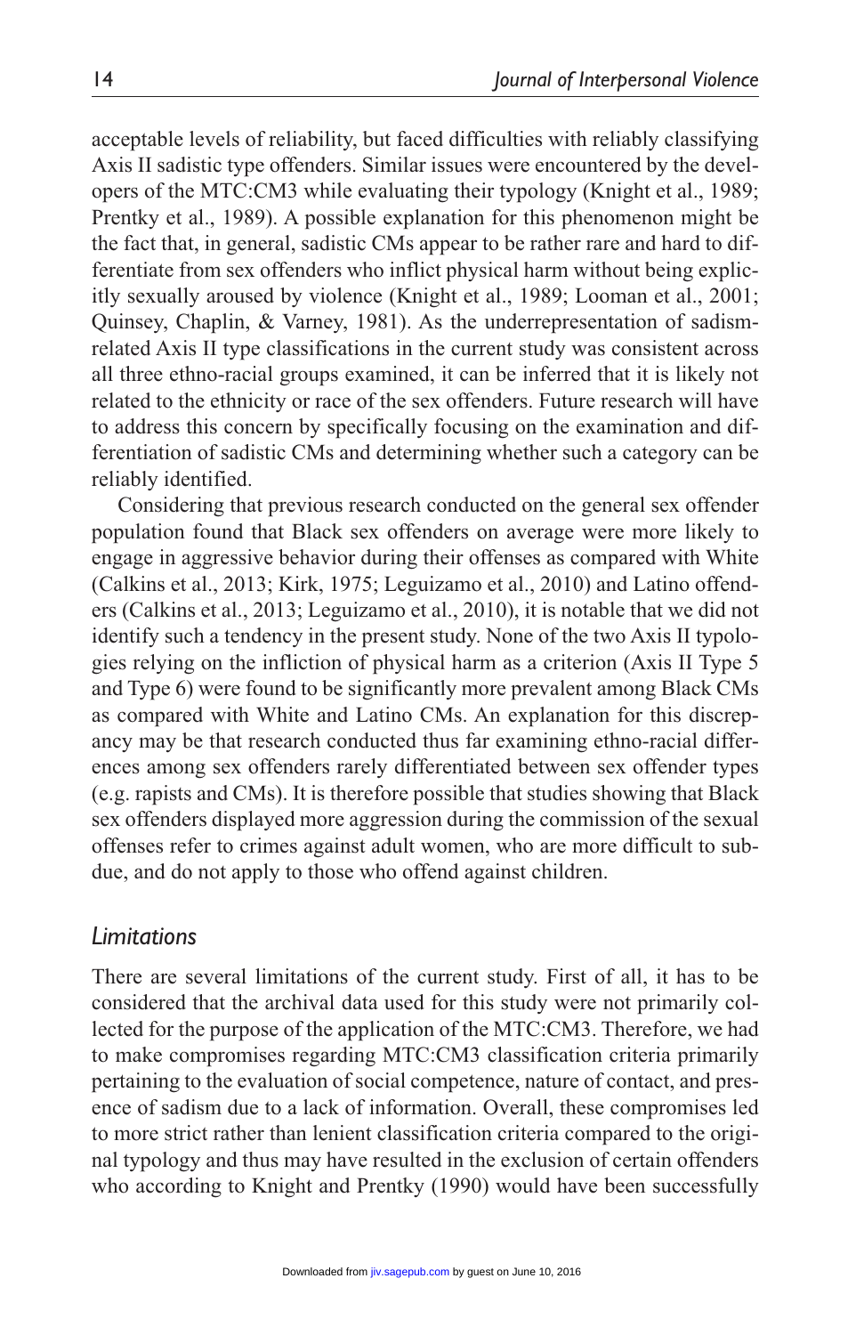acceptable levels of reliability, but faced difficulties with reliably classifying Axis II sadistic type offenders. Similar issues were encountered by the developers of the MTC:CM3 while evaluating their typology (Knight et al., 1989; Prentky et al., 1989). A possible explanation for this phenomenon might be the fact that, in general, sadistic CMs appear to be rather rare and hard to differentiate from sex offenders who inflict physical harm without being explicitly sexually aroused by violence (Knight et al., 1989; Looman et al., 2001; Quinsey, Chaplin, & Varney, 1981). As the underrepresentation of sadism-related Axis II type classifications in the current study was consistent across all three ethno-racial groups examined, it can be inferred that it is likely not related to the ethnicity or race of the sex offenders. Future research will have to address this concern by specifically focusing on the examination and differentiation of sadistic CMs and determining whether such a category can be reliably identified.

Considering that previous research conducted on the general sex offender population found that Black sex offenders on average were more likely to engage in aggressive behavior during their offenses as compared with White (Calkins et al., 2013; Kirk, 1975; Leguizamo et al., 2010) and Latino offenders (Calkins et al., 2013; Leguizamo et al., 2010), it is notable that we did not identify such a tendency in the present study. None of the two Axis II typologies relying on the infliction of physical harm as a criterion (Axis II Type 5 and Type 6) were found to be significantly more prevalent among Black CMs as compared with White and Latino CMs. An explanation for this discrepancy may be that research conducted thus far examining ethno-racial differences among sex offenders rarely differentiated between sex offender types (e.g. rapists and CMs). It is therefore possible that studies showing that Black sex offenders displayed more aggression during the commission of the sexual offenses refer to crimes against adult women, who are more difficult to subdue, and do not apply to those who offend against children.

## *Limitations*

There are several limitations of the current study. First of all, it has to be considered that the archival data used for this study were not primarily collected for the purpose of the application of the MTC:CM3. Therefore, we had to make compromises regarding MTC:CM3 classification criteria primarily pertaining to the evaluation of social competence, nature of contact, and presence of sadism due to a lack of information. Overall, these compromises led to more strict rather than lenient classification criteria compared to the original typology and thus may have resulted in the exclusion of certain offenders who according to Knight and Prentky (1990) would have been successfully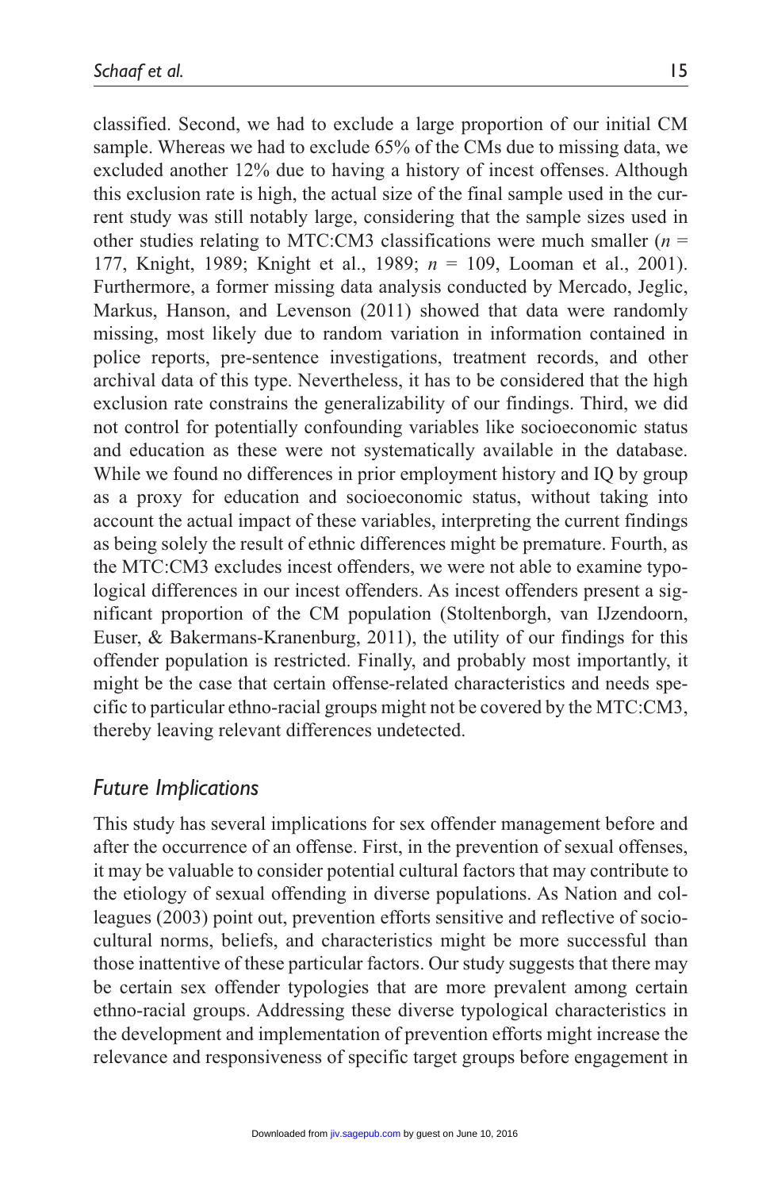classified. Second, we had to exclude a large proportion of our initial CM sample. Whereas we had to exclude 65% of the CMs due to missing data, we excluded another 12% due to having a history of incest offenses. Although this exclusion rate is high, the actual size of the final sample used in the current study was still notably large, considering that the sample sizes used in other studies relating to MTC:CM3 classifications were much smaller ($n$ = 177, Knight, 1989; Knight et al., 1989; $n$ = 109, Looman et al., 2001). Furthermore, a former missing data analysis conducted by Mercado, Jeglic, Markus, Hanson, and Levenson (2011) showed that data were randomly missing, most likely due to random variation in information contained in police reports, pre-sentence investigations, treatment records, and other archival data of this type. Nevertheless, it has to be considered that the high exclusion rate constrains the generalizability of our findings. Third, we did not control for potentially confounding variables like socioeconomic status and education as these were not systematically available in the database. While we found no differences in prior employment history and IQ by group as a proxy for education and socioeconomic status, without taking into account the actual impact of these variables, interpreting the current findings as being solely the result of ethnic differences might be premature. Fourth, as the MTC:CM3 excludes incest offenders, we were not able to examine typological differences in our incest offenders. As incest offenders present a significant proportion of the CM population (Stoltenborgh, van IJzendoorn, Euser, & Bakermans-Kranenburg, 2011), the utility of our findings for this offender population is restricted. Finally, and probably most importantly, it might be the case that certain offense-related characteristics and needs specific to particular ethno-racial groups might not be covered by the MTC:CM3, thereby leaving relevant differences undetected.

## *Future Implications*

This study has several implications for sex offender management before and after the occurrence of an offense. First, in the prevention of sexual offenses, it may be valuable to consider potential cultural factors that may contribute to the etiology of sexual offending in diverse populations. As Nation and colleagues (2003) point out, prevention efforts sensitive and reflective of sociocultural norms, beliefs, and characteristics might be more successful than those inattentive of these particular factors. Our study suggests that there may be certain sex offender typologies that are more prevalent among certain ethno-racial groups. Addressing these diverse typological characteristics in the development and implementation of prevention efforts might increase the relevance and responsiveness of specific target groups before engagement in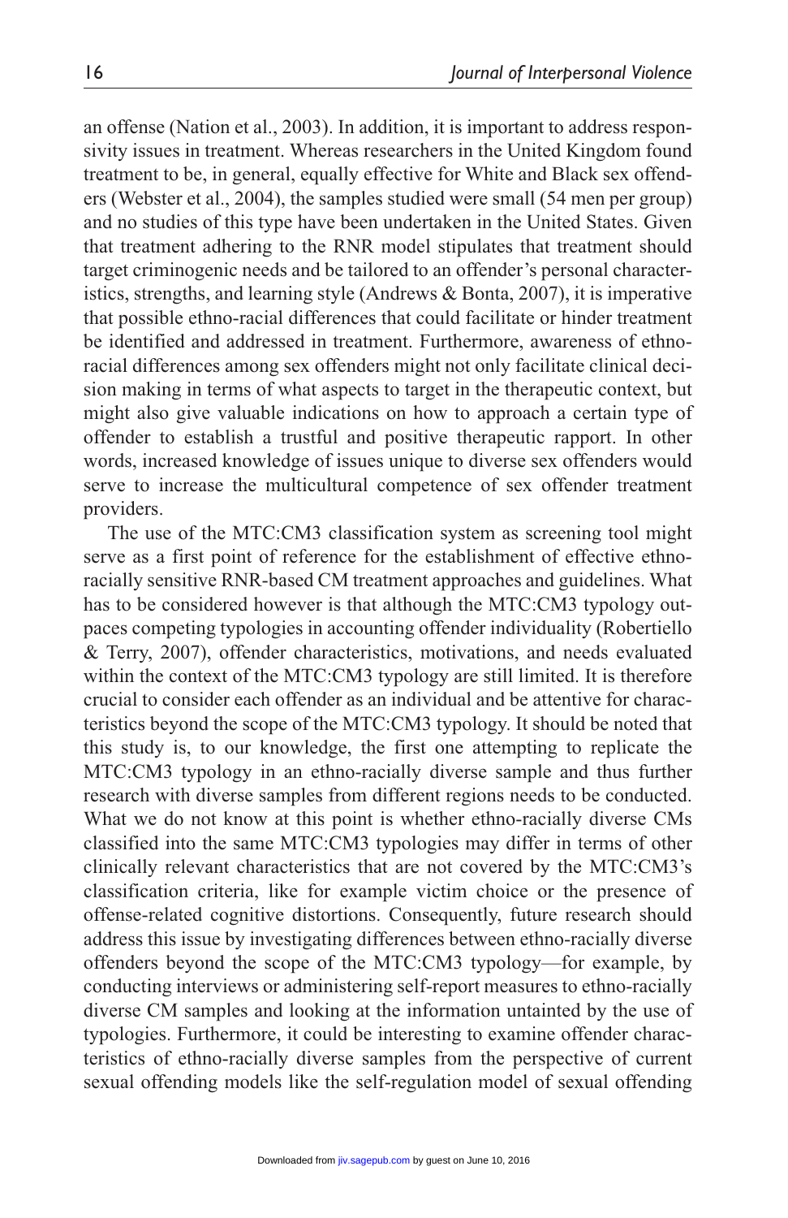an offense (Nation et al., 2003). In addition, it is important to address responsivity issues in treatment. Whereas researchers in the United Kingdom found treatment to be, in general, equally effective for White and Black sex offenders (Webster et al., 2004), the samples studied were small (54 men per group) and no studies of this type have been undertaken in the United States. Given that treatment adhering to the RNR model stipulates that treatment should target criminogenic needs and be tailored to an offender's personal characteristics, strengths, and learning style (Andrews & Bonta, 2007), it is imperative that possible ethno-racial differences that could facilitate or hinder treatment be identified and addressed in treatment. Furthermore, awareness of ethno-racial differences among sex offenders might not only facilitate clinical decision making in terms of what aspects to target in the therapeutic context, but might also give valuable indications on how to approach a certain type of offender to establish a trustful and positive therapeutic rapport. In other words, increased knowledge of issues unique to diverse sex offenders would serve to increase the multicultural competence of sex offender treatment providers.

The use of the MTC:CM3 classification system as screening tool might serve as a first point of reference for the establishment of effective ethno-racially sensitive RNR-based CM treatment approaches and guidelines. What has to be considered however is that although the MTC:CM3 typology outpaces competing typologies in accounting offender individuality (Robertiello & Terry, 2007), offender characteristics, motivations, and needs evaluated within the context of the MTC:CM3 typology are still limited. It is therefore crucial to consider each offender as an individual and be attentive for characteristics beyond the scope of the MTC:CM3 typology. It should be noted that this study is, to our knowledge, the first one attempting to replicate the MTC:CM3 typology in an ethno-racially diverse sample and thus further research with diverse samples from different regions needs to be conducted. What we do not know at this point is whether ethno-racially diverse CMs classified into the same MTC:CM3 typologies may differ in terms of other clinically relevant characteristics that are not covered by the MTC:CM3's classification criteria, like for example victim choice or the presence of offense-related cognitive distortions. Consequently, future research should address this issue by investigating differences between ethno-racially diverse offenders beyond the scope of the MTC:CM3 typology—for example, by conducting interviews or administering self-report measures to ethno-racially diverse CM samples and looking at the information untainted by the use of typologies. Furthermore, it could be interesting to examine offender characteristics of ethno-racially diverse samples from the perspective of current sexual offending models like the self-regulation model of sexual offending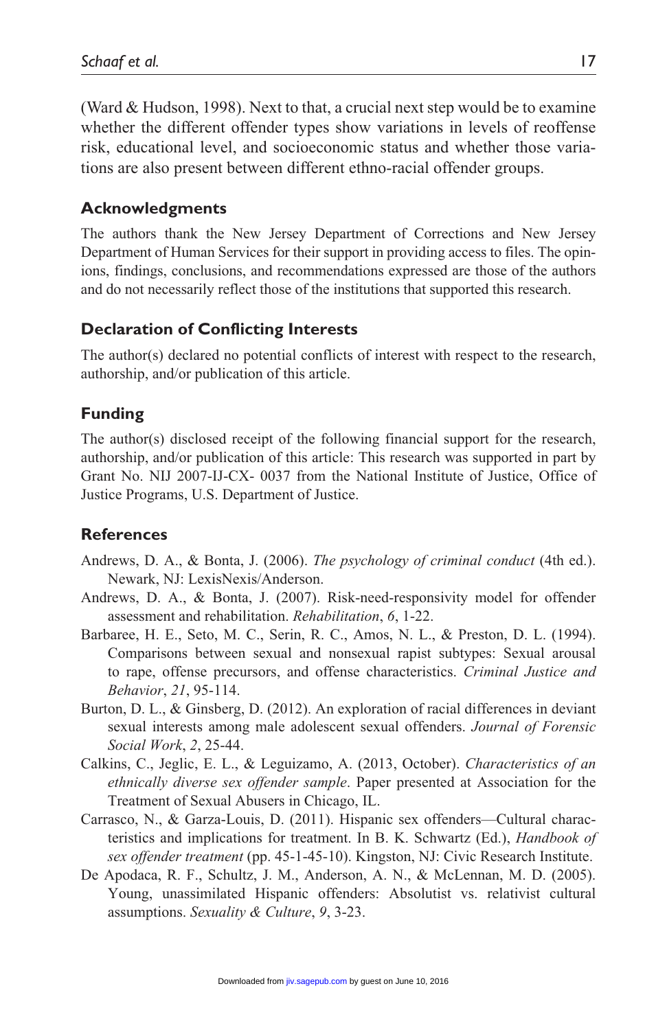(Ward & Hudson, 1998). Next to that, a crucial next step would be to examine whether the different offender types show variations in levels of reoffense risk, educational level, and socioeconomic status and whether those variations are also present between different ethno-racial offender groups.

## Acknowledgments

The authors thank the New Jersey Department of Corrections and New Jersey Department of Human Services for their support in providing access to files. The opinions, findings, conclusions, and recommendations expressed are those of the authors and do not necessarily reflect those of the institutions that supported this research.

## Declaration of Conflicting Interests

The author(s) declared no potential conflicts of interest with respect to the research, authorship, and/or publication of this article.

## Funding

The author(s) disclosed receipt of the following financial support for the research, authorship, and/or publication of this article: This research was supported in part by Grant No. NIJ 2007-IJ-CX- 0037 from the National Institute of Justice, Office of Justice Programs, U.S. Department of Justice.

## References

Andrews, D. A., & Bonta, J. (2006). *The psychology of criminal conduct* (4th ed.). Newark, NJ: LexisNexis/Anderson.

Andrews, D. A., & Bonta, J. (2007). Risk-need-responsivity model for offender assessment and rehabilitation. *Rehabilitation*, *6*, 1-22.

Barbaree, H. E., Seto, M. C., Serin, R. C., Amos, N. L., & Preston, D. L. (1994). Comparisons between sexual and nonsexual rapist subtypes: Sexual arousal to rape, offense precursors, and offense characteristics. *Criminal Justice and Behavior*, *21*, 95-114.

Burton, D. L., & Ginsberg, D. (2012). An exploration of racial differences in deviant sexual interests among male adolescent sexual offenders. *Journal of Forensic Social Work*, *2*, 25-44.

Calkins, C., Jeglic, E. L., & Leguizamo, A. (2013, October). *Characteristics of an ethnically diverse sex offender sample*. Paper presented at Association for the Treatment of Sexual Abusers in Chicago, IL.

Carrasco, N., & Garza-Louis, D. (2011). Hispanic sex offenders—Cultural characteristics and implications for treatment. In B. K. Schwartz (Ed.), *Handbook of sex offender treatment* (pp. 45-1-45-10). Kingston, NJ: Civic Research Institute.

De Apodaca, R. F., Schultz, J. M., Anderson, A. N., & McLennan, M. D. (2005). Young, unassimilated Hispanic offenders: Absolutist vs. relativist cultural assumptions. *Sexuality & Culture*, *9*, 3-23.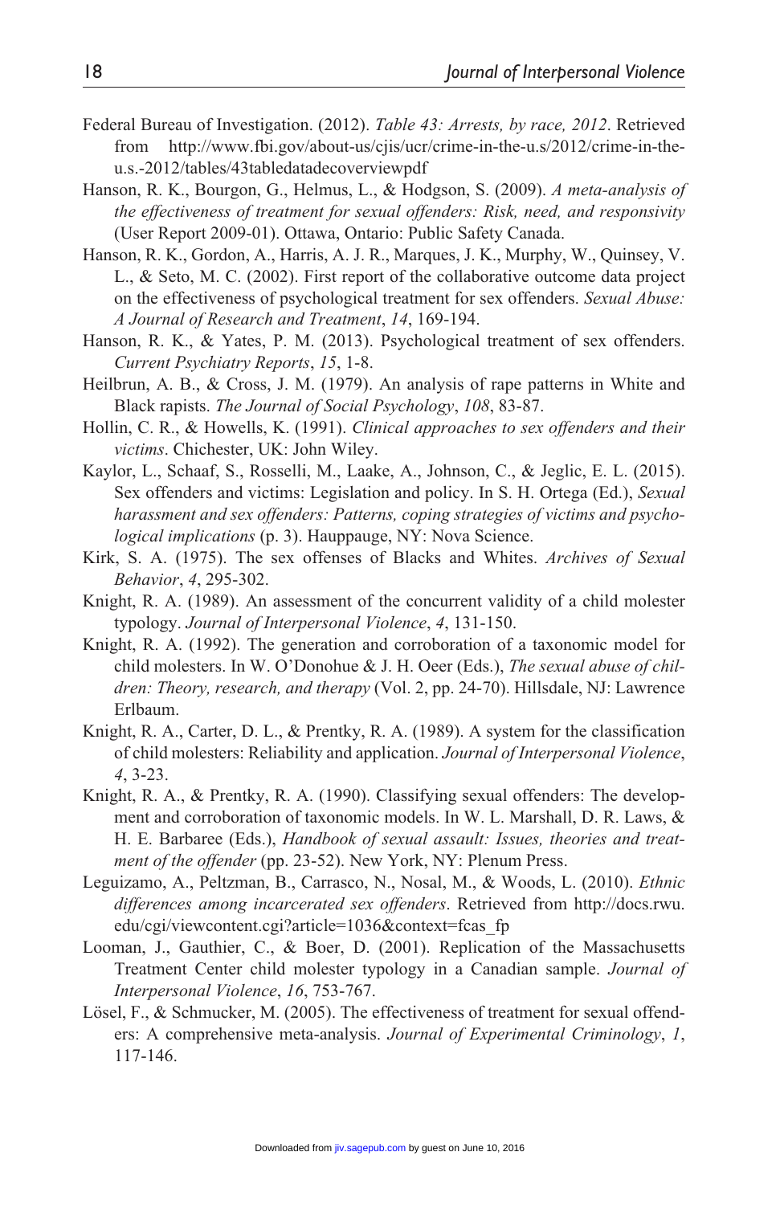Federal Bureau of Investigation. (2012). *Table 43: Arrests, by race, 2012*. Retrieved from http://www.fbi.gov/about-us/cjis/ucr/crime-in-the-u.s/2012/crime-in-the-u.s.-2012/tables/43tabledatadecoverviewpdf

Hanson, R. K., Bourgon, G., Helmus, L., & Hodgson, S. (2009). *A meta-analysis of the effectiveness of treatment for sexual offenders: Risk, need, and responsivity* (User Report 2009-01). Ottawa, Ontario: Public Safety Canada.

Hanson, R. K., Gordon, A., Harris, A. J. R., Marques, J. K., Murphy, W., Quinsey, V. L., & Seto, M. C. (2002). First report of the collaborative outcome data project on the effectiveness of psychological treatment for sex offenders. *Sexual Abuse: A Journal of Research and Treatment*, *14*, 169-194.

Hanson, R. K., & Yates, P. M. (2013). Psychological treatment of sex offenders. *Current Psychiatry Reports*, *15*, 1-8.

Heilbrun, A. B., & Cross, J. M. (1979). An analysis of rape patterns in White and Black rapists. *The Journal of Social Psychology*, *108*, 83-87.

Hollin, C. R., & Howells, K. (1991). *Clinical approaches to sex offenders and their victims*. Chichester, UK: John Wiley.

Kaylor, L., Schaaf, S., Rosselli, M., Laake, A., Johnson, C., & Jeglic, E. L. (2015). Sex offenders and victims: Legislation and policy. In S. H. Ortega (Ed.), *Sexual harassment and sex offenders: Patterns, coping strategies of victims and psychological implications* (p. 3). Hauppauge, NY: Nova Science.

Kirk, S. A. (1975). The sex offenses of Blacks and Whites. *Archives of Sexual Behavior*, *4*, 295-302.

Knight, R. A. (1989). An assessment of the concurrent validity of a child molester typology. *Journal of Interpersonal Violence*, *4*, 131-150.

Knight, R. A. (1992). The generation and corroboration of a taxonomic model for child molesters. In W. O'Donohue & J. H. Oeer (Eds.), *The sexual abuse of children: Theory, research, and therapy* (Vol. 2, pp. 24-70). Hillsdale, NJ: Lawrence Erlbaum.

Knight, R. A., Carter, D. L., & Prentky, R. A. (1989). A system for the classification of child molesters: Reliability and application. *Journal of Interpersonal Violence*, *4*, 3-23.

Knight, R. A., & Prentky, R. A. (1990). Classifying sexual offenders: The development and corroboration of taxonomic models. In W. L. Marshall, D. R. Laws, & H. E. Barbaree (Eds.), *Handbook of sexual assault: Issues, theories and treatment of the offender* (pp. 23-52). New York, NY: Plenum Press.

Leguizamo, A., Peltzman, B., Carrasco, N., Nosal, M., & Woods, L. (2010). *Ethnic differences among incarcerated sex offenders*. Retrieved from http://docs.rwu.edu/cgi/viewcontent.cgi?article=1036&context=fcas_fp

Looman, J., Gauthier, C., & Boer, D. (2001). Replication of the Massachusetts Treatment Center child molester typology in a Canadian sample. *Journal of Interpersonal Violence*, *16*, 753-767.

Lösel, F., & Schmucker, M. (2005). The effectiveness of treatment for sexual offenders: A comprehensive meta-analysis. *Journal of Experimental Criminology*, *1*, 117-146.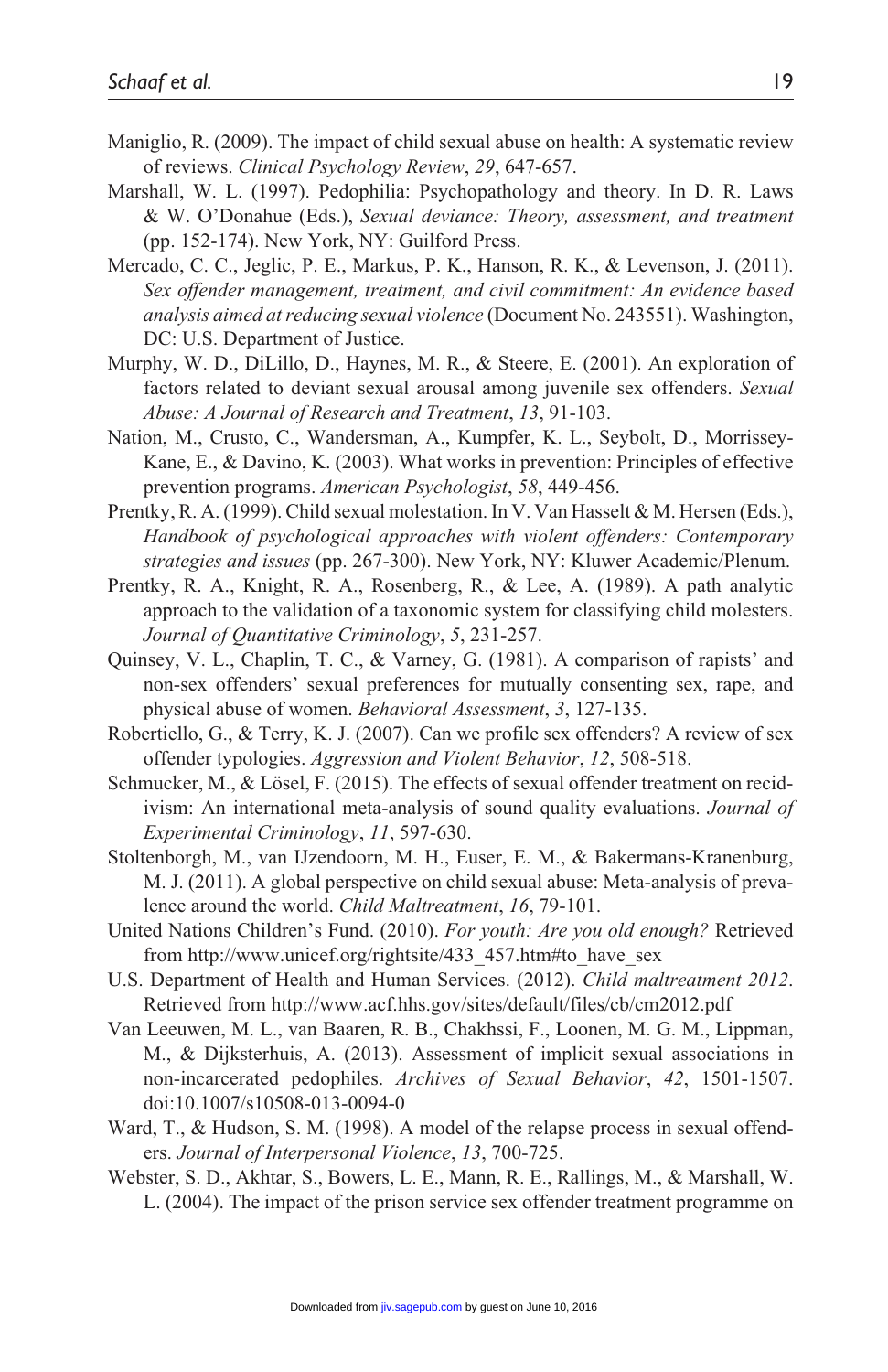Maniglio, R. (2009). The impact of child sexual abuse on health: A systematic review of reviews. *Clinical Psychology Review*, *29*, 647-657.

Marshall, W. L. (1997). Pedophilia: Psychopathology and theory. In D. R. Laws & W. O'Donahue (Eds.), *Sexual deviance: Theory, assessment, and treatment* (pp. 152-174). New York, NY: Guilford Press.

Mercado, C. C., Jeglic, P. E., Markus, P. K., Hanson, R. K., & Levenson, J. (2011). *Sex offender management, treatment, and civil commitment: An evidence based analysis aimed at reducing sexual violence* (Document No. 243551). Washington, DC: U.S. Department of Justice.

Murphy, W. D., DiLillo, D., Haynes, M. R., & Steere, E. (2001). An exploration of factors related to deviant sexual arousal among juvenile sex offenders. *Sexual Abuse: A Journal of Research and Treatment*, *13*, 91-103.

Nation, M., Crusto, C., Wandersman, A., Kumpfer, K. L., Seybolt, D., Morrissey-Kane, E., & Davino, K. (2003). What works in prevention: Principles of effective prevention programs. *American Psychologist*, *58*, 449-456.

Prentky, R. A. (1999). Child sexual molestation. In V. Van Hasselt & M. Hersen (Eds.), *Handbook of psychological approaches with violent offenders: Contemporary strategies and issues* (pp. 267-300). New York, NY: Kluwer Academic/Plenum.

Prentky, R. A., Knight, R. A., Rosenberg, R., & Lee, A. (1989). A path analytic approach to the validation of a taxonomic system for classifying child molesters. *Journal of Quantitative Criminology*, *5*, 231-257.

Quinsey, V. L., Chaplin, T. C., & Varney, G. (1981). A comparison of rapists' and non-sex offenders' sexual preferences for mutually consenting sex, rape, and physical abuse of women. *Behavioral Assessment*, *3*, 127-135.

Robertiello, G., & Terry, K. J. (2007). Can we profile sex offenders? A review of sex offender typologies. *Aggression and Violent Behavior*, *12*, 508-518.

Schmucker, M., & Lösel, F. (2015). The effects of sexual offender treatment on recidivism: An international meta-analysis of sound quality evaluations. *Journal of Experimental Criminology*, *11*, 597-630.

Stoltenborgh, M., van IJzendoorn, M. H., Euser, E. M., & Bakermans-Kranenburg, M. J. (2011). A global perspective on child sexual abuse: Meta-analysis of prevalence around the world. *Child Maltreatment*, *16*, 79-101.

United Nations Children's Fund. (2010). *For youth: Are you old enough?* Retrieved from http://www.unicef.org/rightsite/433_457.htm#to_have_sex

U.S. Department of Health and Human Services. (2012). *Child maltreatment 2012*. Retrieved from http://www.acf.hhs.gov/sites/default/files/cb/cm2012.pdf

Van Leeuwen, M. L., van Baaren, R. B., Chakhssi, F., Loonen, M. G. M., Lippman, M., & Dijksterhuis, A. (2013). Assessment of implicit sexual associations in non-incarcerated pedophiles. *Archives of Sexual Behavior*, *42*, 1501-1507. doi:10.1007/s10508-013-0094-0

Ward, T., & Hudson, S. M. (1998). A model of the relapse process in sexual offenders. *Journal of Interpersonal Violence*, *13*, 700-725.

Webster, S. D., Akhtar, S., Bowers, L. E., Mann, R. E., Rallings, M., & Marshall, W. L. (2004). The impact of the prison service sex offender treatment programme on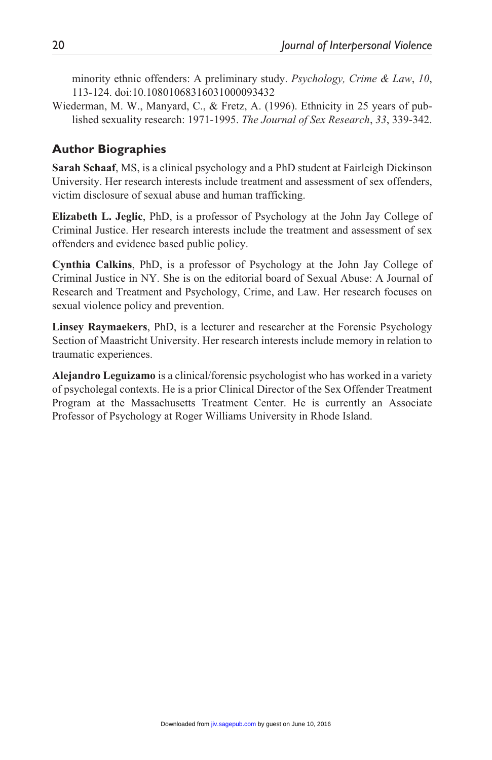minority ethnic offenders: A preliminary study. *Psychology, Crime & Law*, *10*, 113-124. doi:10.1080106831603100009343​2

Wiederman, M. W., Manyard, C., & Fretz, A. (1996). Ethnicity in 25 years of published sexuality research: 1971-1995. *The Journal of Sex Research*, *33*, 339-342.

## Author Biographies

**Sarah Schaaf**, MS, is a clinical psychology and a PhD student at Fairleigh Dickinson University. Her research interests include treatment and assessment of sex offenders, victim disclosure of sexual abuse and human trafficking.

**Elizabeth L. Jeglic**, PhD, is a professor of Psychology at the John Jay College of Criminal Justice. Her research interests include the treatment and assessment of sex offenders and evidence based public policy.

**Cynthia Calkins**, PhD, is a professor of Psychology at the John Jay College of Criminal Justice in NY. She is on the editorial board of Sexual Abuse: A Journal of Research and Treatment and Psychology, Crime, and Law. Her research focuses on sexual violence policy and prevention.

**Linsey Raymaekers**, PhD, is a lecturer and researcher at the Forensic Psychology Section of Maastricht University. Her research interests include memory in relation to traumatic experiences.

**Alejandro Leguizamo** is a clinical/forensic psychologist who has worked in a variety of psycholegal contexts. He is a prior Clinical Director of the Sex Offender Treatment Program at the Massachusetts Treatment Center. He is currently an Associate Professor of Psychology at Roger Williams University in Rhode Island.